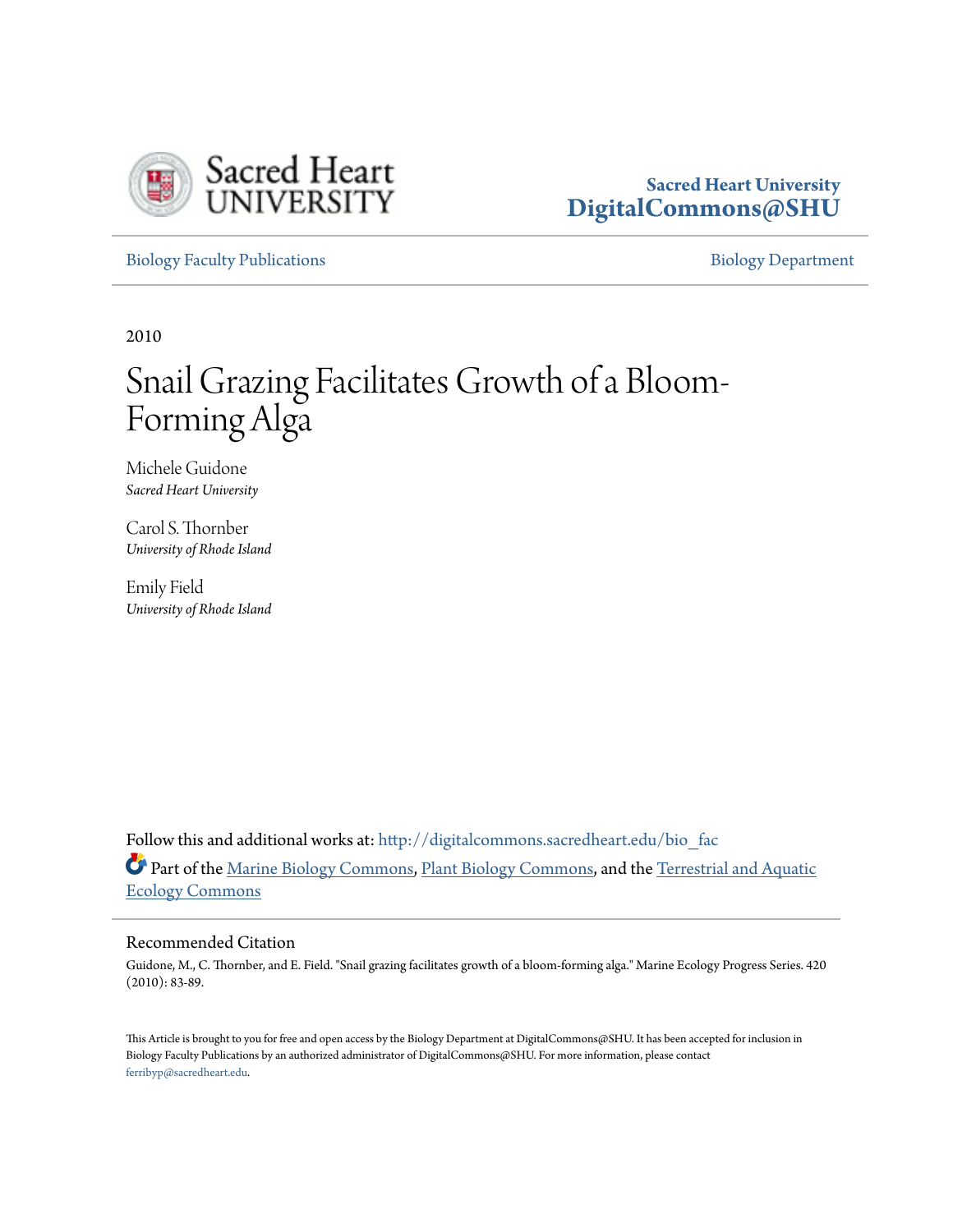Sacred Heart University
UNIVERSITY

Sacred Heart University
**DigitalCommons@SHU**

Biology Faculty Publications | Biology Department

2010

# Snail Grazing Facilitates Growth of a Bloom-Forming Alga

Michele Guidone
*Sacred Heart University*

Carol S. Thornber
*University of Rhode Island*

Emily Field
*University of Rhode Island*

Follow this and additional works at: http://digitalcommons.sacredheart.edu/bio_fac

Part of the Marine Biology Commons, Plant Biology Commons, and the Terrestrial and Aquatic Ecology Commons

## Recommended Citation

Guidone, M., C. Thornber, and E. Field. "Snail grazing facilitates growth of a bloom-forming alga." Marine Ecology Progress Series. 420 (2010): 83-89.

This Article is brought to you for free and open access by the Biology Department at DigitalCommons@SHU. It has been accepted for inclusion in Biology Faculty Publications by an authorized administrator of DigitalCommons@SHU. For more information, please contact ferribyp@sacredheart.edu.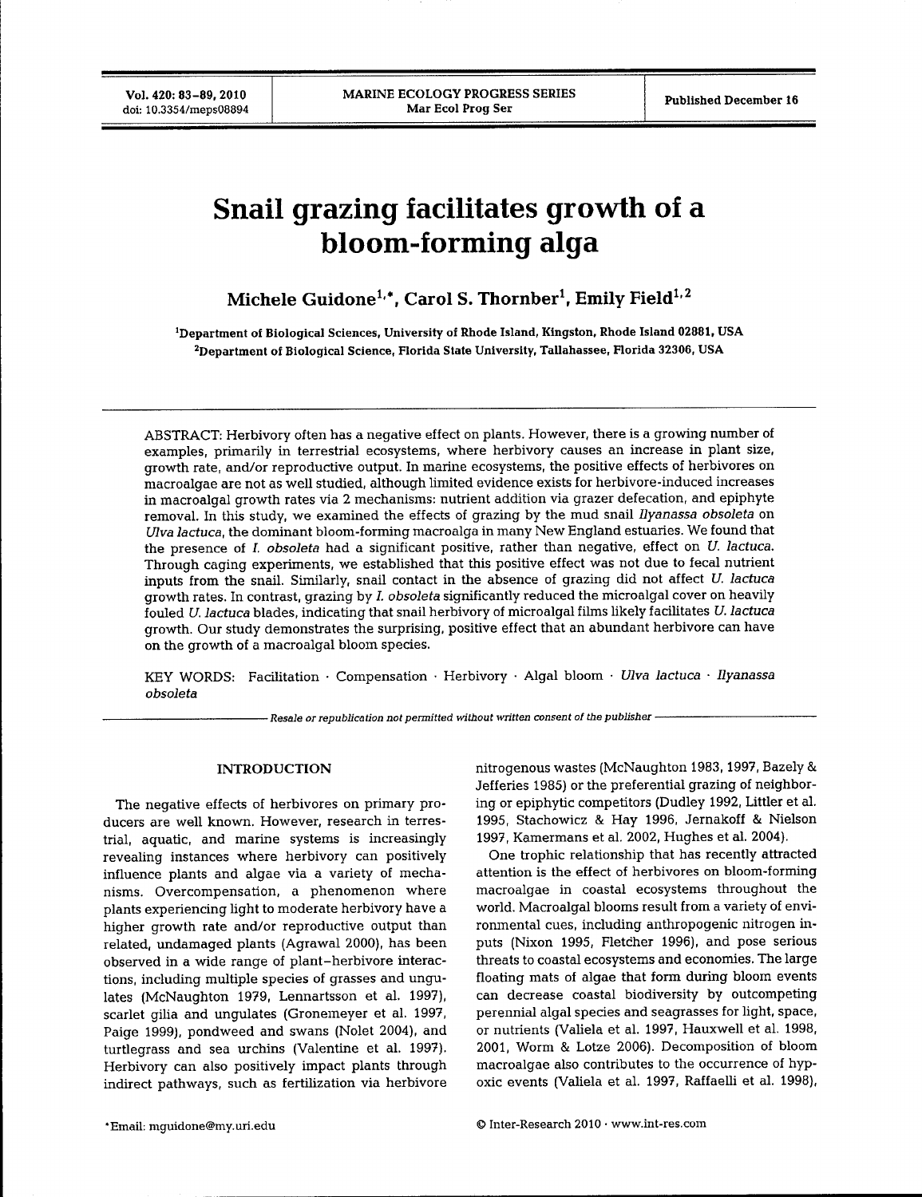# Snail grazing facilitates growth of a bloom-forming alga

**Michele Guidone[1,*], Carol S. Thornber[1], Emily Field[1,2]**

[1]Department of Biological Sciences, University of Rhode Island, Kingston, Rhode Island 02881, USA

[2]Department of Biological Science, Florida State University, Tallahassee, Florida 32306, USA

ABSTRACT: Herbivory often has a negative effect on plants. However, there is a growing number of examples, primarily in terrestrial ecosystems, where herbivory causes an increase in plant size, growth rate, and/or reproductive output. In marine ecosystems, the positive effects of herbivores on macroalgae are not as well studied, although limited evidence exists for herbivore-induced increases in macroalgal growth rates via 2 mechanisms: nutrient addition via grazer defecation, and epiphyte removal. In this study, we examined the effects of grazing by the mud snail *Ilyanassa obsoleta* on *Ulva lactuca*, the dominant bloom-forming macroalga in many New England estuaries. We found that the presence of *I. obsoleta* had a significant positive, rather than negative, effect on *U. lactuca*. Through caging experiments, we established that this positive effect was not due to fecal nutrient inputs from the snail. Similarly, snail contact in the absence of grazing did not affect *U. lactuca* growth rates. In contrast, grazing by *I. obsoleta* significantly reduced the microalgal cover on heavily fouled *U. lactuca* blades, indicating that snail herbivory of microalgal films likely facilitates *U. lactuca* growth. Our study demonstrates the surprising, positive effect that an abundant herbivore can have on the growth of a macroalgal bloom species.

KEY WORDS: Facilitation · Compensation · Herbivory · Algal bloom · *Ulva lactuca* · *Ilyanassa obsoleta*

*Resale or republication not permitted without written consent of the publisher*

## INTRODUCTION

The negative effects of herbivores on primary producers are well known. However, research in terrestrial, aquatic, and marine systems is increasingly revealing instances where herbivory can positively influence plants and algae via a variety of mechanisms. Overcompensation, a phenomenon where plants experiencing light to moderate herbivory have a higher growth rate and/or reproductive output than related, undamaged plants (Agrawal 2000), has been observed in a wide range of plant–herbivore interactions, including multiple species of grasses and ungulates (McNaughton 1979, Lennartsson et al. 1997), scarlet gilia and ungulates (Gronemeyer et al. 1997, Paige 1999), pondweed and swans (Nolet 2004), and turtlegrass and sea urchins (Valentine et al. 1997). Herbivory can also positively impact plants through indirect pathways, such as fertilization via herbivore nitrogenous wastes (McNaughton 1983, 1997, Bazely & Jefferies 1985) or the preferential grazing of neighboring or epiphytic competitors (Dudley 1992, Littler et al. 1995, Stachowicz & Hay 1996, Jernakoff & Nielson 1997, Kamermans et al. 2002, Hughes et al. 2004).

One trophic relationship that has recently attracted attention is the effect of herbivores on bloom-forming macroalgae in coastal ecosystems throughout the world. Macroalgal blooms result from a variety of environmental cues, including anthropogenic nitrogen inputs (Nixon 1995, Fletcher 1996), and pose serious threats to coastal ecosystems and economies. The large floating mats of algae that form during bloom events can decrease coastal biodiversity by outcompeting perennial algal species and seagrasses for light, space, or nutrients (Valiela et al. 1997, Hauxwell et al. 1998, 2001, Worm & Lotze 2006). Decomposition of bloom macroalgae also contributes to the occurrence of hypoxic events (Valiela et al. 1997, Raffaelli et al. 1998),

*Email: mguidone@my.uri.edu

© Inter-Research 2010 · www.int-res.com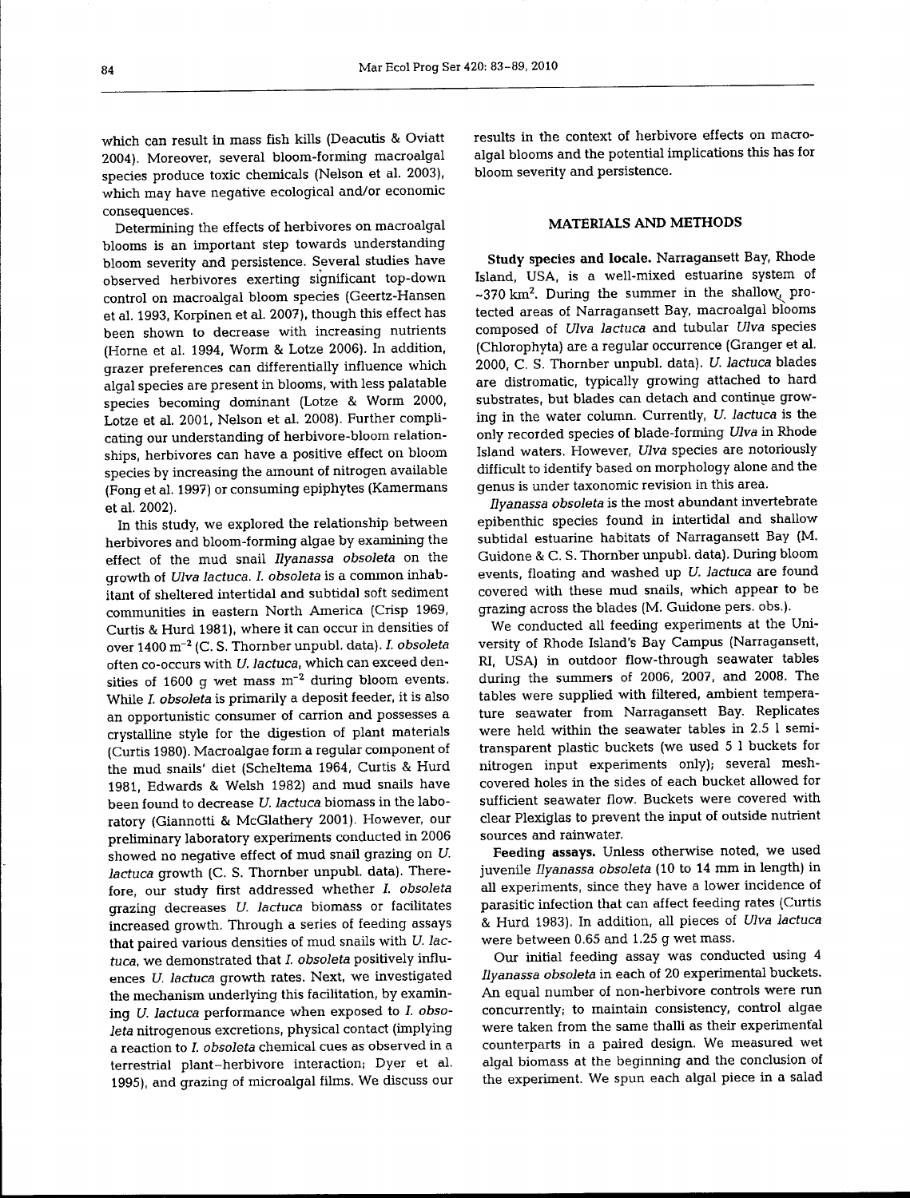which can result in mass fish kills (Deacutis & Oviatt 2004). Moreover, several bloom-forming macroalgal species produce toxic chemicals (Nelson et al. 2003), which may have negative ecological and/or economic consequences.

Determining the effects of herbivores on macroalgal blooms is an important step towards understanding bloom severity and persistence. Several studies have observed herbivores exerting significant top-down control on macroalgal bloom species (Geertz-Hansen et al. 1993, Korpinen et al. 2007), though this effect has been shown to decrease with increasing nutrients (Horne et al. 1994, Worm & Lotze 2006). In addition, grazer preferences can differentially influence which algal species are present in blooms, with less palatable species becoming dominant (Lotze & Worm 2000, Lotze et al. 2001, Nelson et al. 2008). Further complicating our understanding of herbivore-bloom relationships, herbivores can have a positive effect on bloom species by increasing the amount of nitrogen available (Fong et al. 1997) or consuming epiphytes (Kamermans et al. 2002).

In this study, we explored the relationship between herbivores and bloom-forming algae by examining the effect of the mud snail *Ilyanassa obsoleta* on the growth of *Ulva lactuca*. *I. obsoleta* is a common inhabitant of sheltered intertidal and subtidal soft sediment communities in eastern North America (Crisp 1969, Curtis & Hurd 1981), where it can occur in densities of over 1400 $m^{-2}$ (C. S. Thornber unpubl. data). *I. obsoleta* often co-occurs with *U. lactuca*, which can exceed densities of 1600 g wet mass $m^{-2}$ during bloom events. While *I. obsoleta* is primarily a deposit feeder, it is also an opportunistic consumer of carrion and possesses a crystalline style for the digestion of plant materials (Curtis 1980). Macroalgae form a regular component of the mud snails' diet (Scheltema 1964, Curtis & Hurd 1981, Edwards & Welsh 1982) and mud snails have been found to decrease *U. lactuca* biomass in the laboratory (Giannotti & McGlathery 2001). However, our preliminary laboratory experiments conducted in 2006 showed no negative effect of mud snail grazing on *U. lactuca* growth (C. S. Thornber unpubl. data). Therefore, our study first addressed whether *I. obsoleta* grazing decreases *U. lactuca* biomass or facilitates increased growth. Through a series of feeding assays that paired various densities of mud snails with *U. lactuca*, we demonstrated that *I. obsoleta* positively influences *U. lactuca* growth rates. Next, we investigated the mechanism underlying this facilitation, by examining *U. lactuca* performance when exposed to *I. obsoleta* nitrogenous excretions, physical contact (implying a reaction to *I. obsoleta* chemical cues as observed in a terrestrial plant-herbivore interaction; Dyer et al. 1995), and grazing of microalgal films. We discuss our results in the context of herbivore effects on macroalgal blooms and the potential implications this has for bloom severity and persistence.

## MATERIALS AND METHODS

**Study species and locale.** Narragansett Bay, Rhode Island, USA, is a well-mixed estuarine system of ~370 $km^2$. During the summer in the shallow, protected areas of Narragansett Bay, macroalgal blooms composed of *Ulva lactuca* and tubular *Ulva* species (Chlorophyta) are a regular occurrence (Granger et al. 2000, C. S. Thornber unpubl. data). *U. lactuca* blades are distromatic, typically growing attached to hard substrates, but blades can detach and continue growing in the water column. Currently, *U. lactuca* is the only recorded species of blade-forming *Ulva* in Rhode Island waters. However, *Ulva* species are notoriously difficult to identify based on morphology alone and the genus is under taxonomic revision in this area.

*Ilyanassa obsoleta* is the most abundant invertebrate epibenthic species found in intertidal and shallow subtidal estuarine habitats of Narragansett Bay (M. Guidone & C. S. Thornber unpubl. data). During bloom events, floating and washed up *U. lactuca* are found covered with these mud snails, which appear to be grazing across the blades (M. Guidone pers. obs.).

We conducted all feeding experiments at the University of Rhode Island's Bay Campus (Narragansett, RI, USA) in outdoor flow-through seawater tables during the summers of 2006, 2007, and 2008. The tables were supplied with filtered, ambient temperature seawater from Narragansett Bay. Replicates were held within the seawater tables in 2.5 l semi-transparent plastic buckets (we used 5 l buckets for nitrogen input experiments only); several mesh-covered holes in the sides of each bucket allowed for sufficient seawater flow. Buckets were covered with clear Plexiglas to prevent the input of outside nutrient sources and rainwater.

**Feeding assays.** Unless otherwise noted, we used juvenile *Ilyanassa obsoleta* (10 to 14 mm in length) in all experiments, since they have a lower incidence of parasitic infection that can affect feeding rates (Curtis & Hurd 1983). In addition, all pieces of *Ulva lactuca* were between 0.65 and 1.25 g wet mass.

Our initial feeding assay was conducted using 4 *Ilyanassa obsoleta* in each of 20 experimental buckets. An equal number of non-herbivore controls were run concurrently; to maintain consistency, control algae were taken from the same thalli as their experimental counterparts in a paired design. We measured wet algal biomass at the beginning and the conclusion of the experiment. We spun each algal piece in a salad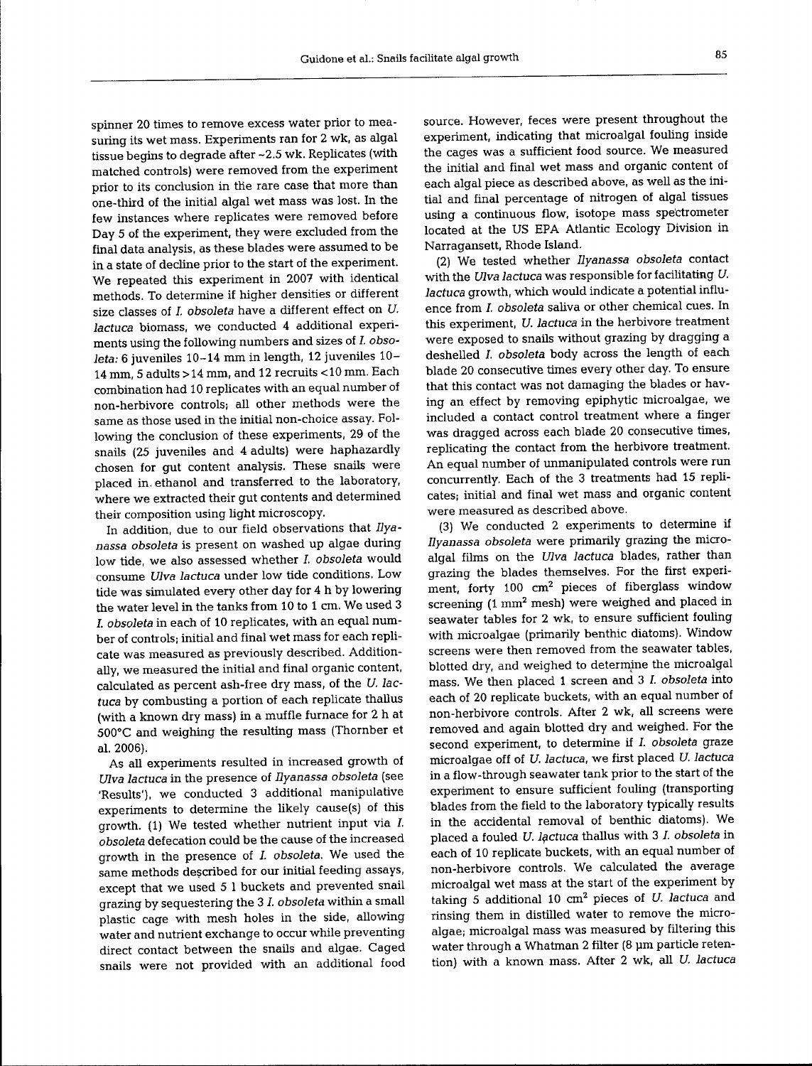spinner 20 times to remove excess water prior to measuring its wet mass. Experiments ran for 2 wk, as algal tissue begins to degrade after ~2.5 wk. Replicates (with matched controls) were removed from the experiment prior to its conclusion in the rare case that more than one-third of the initial algal wet mass was lost. In the few instances where replicates were removed before Day 5 of the experiment, they were excluded from the final data analysis, as these blades were assumed to be in a state of decline prior to the start of the experiment. We repeated this experiment in 2007 with identical methods. To determine if higher densities or different size classes of *I. obsoleta* have a different effect on *U. lactuca* biomass, we conducted 4 additional experiments using the following numbers and sizes of *I. obsoleta*: 6 juveniles 10–14 mm in length, 12 juveniles 10–14 mm, 5 adults >14 mm, and 12 recruits <10 mm. Each combination had 10 replicates with an equal number of non-herbivore controls; all other methods were the same as those used in the initial non-choice assay. Following the conclusion of these experiments, 29 of the snails (25 juveniles and 4 adults) were haphazardly chosen for gut content analysis. These snails were placed in ethanol and transferred to the laboratory, where we extracted their gut contents and determined their composition using light microscopy.

In addition, due to our field observations that *Ilyanassa obsoleta* is present on washed up algae during low tide, we also assessed whether *I. obsoleta* would consume *Ulva lactuca* under low tide conditions. Low tide was simulated every other day for 4 h by lowering the water level in the tanks from 10 to 1 cm. We used 3 *I. obsoleta* in each of 10 replicates, with an equal number of controls; initial and final wet mass for each replicate was measured as previously described. Additionally, we measured the initial and final organic content, calculated as percent ash-free dry mass, of the *U. lactuca* by combusting a portion of each replicate thallus (with a known dry mass) in a muffle furnace for 2 h at 500°C and weighing the resulting mass (Thornber et al. 2006).

As all experiments resulted in increased growth of *Ulva lactuca* in the presence of *Ilyanassa obsoleta* (see 'Results'), we conducted 3 additional manipulative experiments to determine the likely cause(s) of this growth. (1) We tested whether nutrient input via *I. obsoleta* defecation could be the cause of the increased growth in the presence of *I. obsoleta*. We used the same methods described for our initial feeding assays, except that we used 5 l buckets and prevented snail grazing by sequestering the 3 *I. obsoleta* within a small plastic cage with mesh holes in the side, allowing water and nutrient exchange to occur while preventing direct contact between the snails and algae. Caged snails were not provided with an additional food source. However, feces were present throughout the experiment, indicating that microalgal fouling inside the cages was a sufficient food source. We measured the initial and final wet mass and organic content of each algal piece as described above, as well as the initial and final percentage of nitrogen of algal tissues using a continuous flow, isotope mass spectrometer located at the US EPA Atlantic Ecology Division in Narragansett, Rhode Island.

(2) We tested whether *Ilyanassa obsoleta* contact with the *Ulva lactuca* was responsible for facilitating *U. lactuca* growth, which would indicate a potential influence from *I. obsoleta* saliva or other chemical cues. In this experiment, *U. lactuca* in the herbivore treatment were exposed to snails without grazing by dragging a deshelled *I. obsoleta* body across the length of each blade 20 consecutive times every other day. To ensure that this contact was not damaging the blades or having an effect by removing epiphytic microalgae, we included a contact control treatment where a finger was dragged across each blade 20 consecutive times, replicating the contact from the herbivore treatment. An equal number of unmanipulated controls were run concurrently. Each of the 3 treatments had 15 replicates; initial and final wet mass and organic content were measured as described above.

(3) We conducted 2 experiments to determine if *Ilyanassa obsoleta* were primarily grazing the microalgal films on the *Ulva lactuca* blades, rather than grazing the blades themselves. For the first experiment, forty 100 $cm^2$ pieces of fiberglass window screening (1 $mm^2$ mesh) were weighed and placed in seawater tables for 2 wk, to ensure sufficient fouling with microalgae (primarily benthic diatoms). Window screens were then removed from the seawater tables, blotted dry, and weighed to determine the microalgal mass. We then placed 1 screen and 3 *I. obsoleta* into each of 20 replicate buckets, with an equal number of non-herbivore controls. After 2 wk, all screens were removed and again blotted dry and weighed. For the second experiment, to determine if *I. obsoleta* graze microalgae off of *U. lactuca*, we first placed *U. lactuca* in a flow-through seawater tank prior to the start of the experiment to ensure sufficient fouling (transporting blades from the field to the laboratory typically results in the accidental removal of benthic diatoms). We placed a fouled *U. lactuca* thallus with 3 *I. obsoleta* in each of 10 replicate buckets, with an equal number of non-herbivore controls. We calculated the average microalgal wet mass at the start of the experiment by taking 5 additional 10 $cm^2$ pieces of *U. lactuca* and rinsing them in distilled water to remove the microalgae; microalgal mass was measured by filtering this water through a Whatman 2 filter (8 µm particle retention) with a known mass. After 2 wk, all *U. lactuca*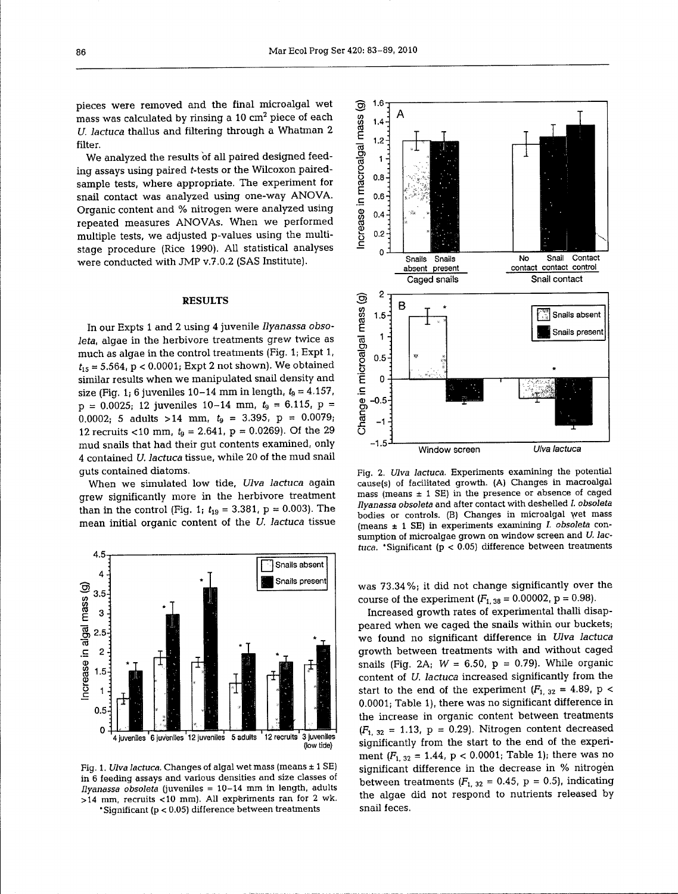pieces were removed and the final microalgal wet mass was calculated by rinsing a 10 $cm^2$ piece of each *U. lactuca* thallus and filtering through a Whatman 2 filter.

We analyzed the results of all paired designed feeding assays using paired *t*-tests or the Wilcoxon paired-sample tests, where appropriate. The experiment for snail contact was analyzed using one-way ANOVA. Organic content and % nitrogen were analyzed using repeated measures ANOVAs. When we performed multiple tests, we adjusted p-values using the multi-stage procedure (Rice 1990). All statistical analyses were conducted with JMP v.7.0.2 (SAS Institute).

## RESULTS

In our Expts 1 and 2 using 4 juvenile *Ilyanassa obsoleta*, algae in the herbivore treatments grew twice as much as algae in the control treatments (Fig. 1; Expt 1, $t_{15} = 5.564$, $p < 0.0001$; Expt 2 not shown). We obtained similar results when we manipulated snail density and size (Fig. 1; 6 juveniles 10–14 mm in length, $t_9 = 4.157$, $p = 0.0025$; 12 juveniles 10–14 mm, $t_9 = 6.115$, $p = 0.0002$; 5 adults >14 mm, $t_9 = 3.395$, $p = 0.0079$; 12 recruits <10 mm, $t_9 = 2.641$, $p = 0.0269$). Of the 29 mud snails that had their gut contents examined, only 4 contained *U. lactuca* tissue, while 20 of the mud snail guts contained diatoms.

When we simulated low tide, *Ulva lactuca* again grew significantly more in the herbivore treatment than in the control (Fig. 1; $t_{19} = 3.381$, $p = 0.003$). The mean initial organic content of the *U. lactuca* tissue was 73.34%; it did not change significantly over the course of the experiment ($F_{1,38} = 0.00002$, $p = 0.98$).

Fig. 1. *Ulva lactuca*. Changes of algal wet mass (means ± 1 SE) in 6 feeding assays and various densities and size classes of *Ilyanassa obsoleta* (juveniles = 10–14 mm in length, adults >14 mm, recruits <10 mm). All experiments ran for 2 wk. *Significant ($p < 0.05$) difference between treatments

Fig. 2. *Ulva lactuca*. Experiments examining the potential cause(s) of facilitated growth. (A) Changes in macroalgal mass (means ± 1 SE) in the presence or absence of caged *Ilyanassa obsoleta* and after contact with deshelled *I. obsoleta* bodies or controls. (B) Changes in microalgal wet mass (means ± 1 SE) in experiments examining *I. obsoleta* consumption of microalgae grown on window screen and *U. lactuca*. *Significant ($p < 0.05$) difference between treatments

Increased growth rates of experimental thalli disappeared when we caged the snails within our buckets; we found no significant difference in *Ulva lactuca* growth between treatments with and without caged snails (Fig. 2A; $W = 6.50$, $p = 0.79$). While organic content of *U. lactuca* increased significantly from the start to the end of the experiment ($F_{1,32} = 4.89$, $p < 0.0001$; Table 1), there was no significant difference in the increase in organic content between treatments ($F_{1,32} = 1.13$, $p = 0.29$). Nitrogen content decreased significantly from the start to the end of the experiment ($F_{1,32} = 1.44$, $p < 0.0001$; Table 1); there was no significant difference in the decrease in % nitrogen between treatments ($F_{1,32} = 0.45$, $p = 0.5$), indicating the algae did not respond to nutrients released by snail feces.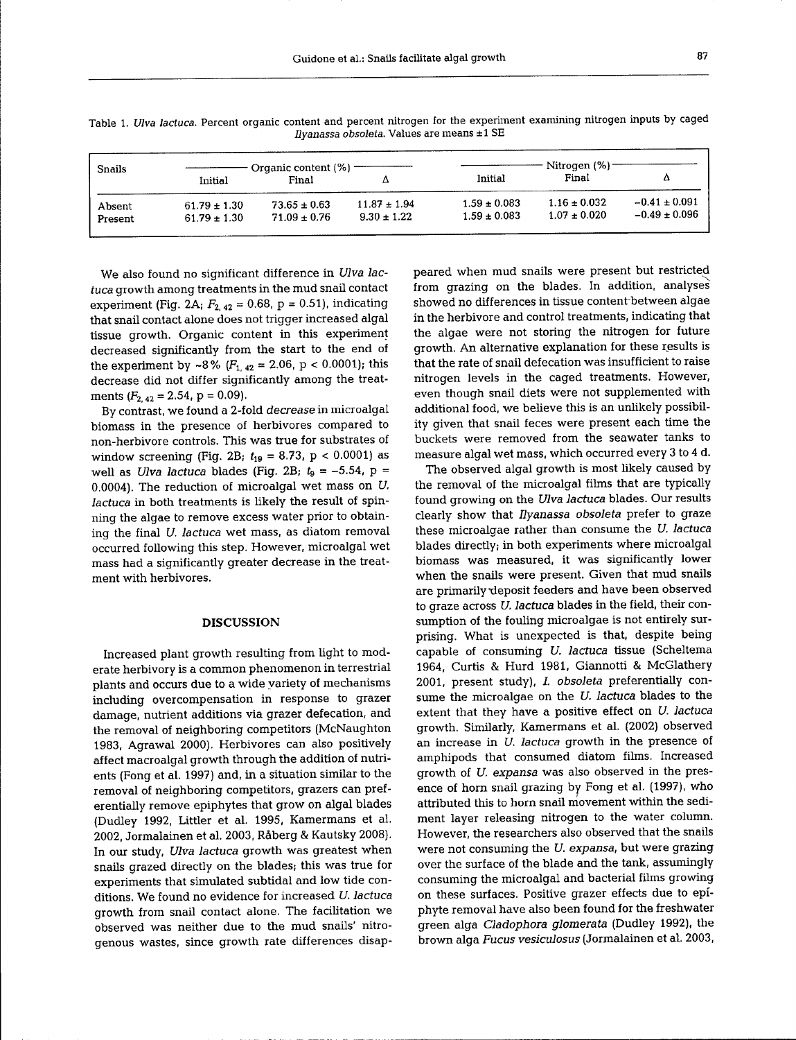Table 1. *Ulva lactuca*. Percent organic content and percent nitrogen for the experiment examining nitrogen inputs by caged *Ilyanassa obsoleta*. Values are means ±1 SE

| Snails | Organic content (%) | | | Nitrogen (%) | | |
|---|---|---|---|---|---|---|
| | Initial | Final | Δ | Initial | Final | Δ |
| Absent | 61.79 ± 1.30 | 73.65 ± 0.63 | 11.87 ± 1.94 | 1.59 ± 0.083 | 1.16 ± 0.032 | −0.41 ± 0.091 |
| Present | 61.79 ± 1.30 | 71.09 ± 0.76 | 9.30 ± 1.22 | 1.59 ± 0.083 | 1.07 ± 0.020 | −0.49 ± 0.096 |

We also found no significant difference in *Ulva lactuca* growth among treatments in the mud snail contact experiment (Fig. 2A; $F_{2,42} = 0.68$, $p = 0.51$), indicating that snail contact alone does not trigger increased algal tissue growth. Organic content in this experiment decreased significantly from the start to the end of the experiment by ~8% ($F_{1,42} = 2.06$, $p < 0.0001$); this decrease did not differ significantly among the treatments ($F_{2,42} = 2.54$, $p = 0.09$).

By contrast, we found a 2-fold *decrease* in microalgal biomass in the presence of herbivores compared to non-herbivore controls. This was true for substrates of window screening (Fig. 2B; $t_{19} = 8.73$, $p < 0.0001$) as well as *Ulva lactuca* blades (Fig. 2B; $t_9 = -5.54$, $p = 0.0004$). The reduction of microalgal wet mass on *U. lactuca* in both treatments is likely the result of spinning the algae to remove excess water prior to obtaining the final *U. lactuca* wet mass, as diatom removal occurred following this step. However, microalgal wet mass had a significantly greater decrease in the treatment with herbivores.

## DISCUSSION

Increased plant growth resulting from light to moderate herbivory is a common phenomenon in terrestrial plants and occurs due to a wide variety of mechanisms including overcompensation in response to grazer damage, nutrient additions via grazer defecation, and the removal of neighboring competitors (McNaughton 1983, Agrawal 2000). Herbivores can also positively affect macroalgal growth through the addition of nutrients (Fong et al. 1997) and, in a situation similar to the removal of neighboring competitors, grazers can preferentially remove epiphytes that grow on algal blades (Dudley 1992, Littler et al. 1995, Kamermans et al. 2002, Jormalainen et al. 2003, Råberg & Kautsky 2008). In our study, *Ulva lactuca* growth was greatest when snails grazed directly on the blades; this was true for experiments that simulated subtidal and low tide conditions. We found no evidence for increased *U. lactuca* growth from snail contact alone. The facilitation we observed was neither due to the mud snails' nitrogenous wastes, since growth rate differences disappeared when mud snails were present but restricted from grazing on the blades. In addition, analyses showed no differences in tissue content between algae in the herbivore and control treatments, indicating that the algae were not storing the nitrogen for future growth. An alternative explanation for these results is that the rate of snail defecation was insufficient to raise nitrogen levels in the caged treatments. However, even though snail diets were not supplemented with additional food, we believe this is an unlikely possibility given that snail feces were present each time the buckets were removed from the seawater tanks to measure algal wet mass, which occurred every 3 to 4 d.

The observed algal growth is most likely caused by the removal of the microalgal films that are typically found growing on the *Ulva lactuca* blades. Our results clearly show that *Ilyanassa obsoleta* prefer to graze these microalgae rather than consume the *U. lactuca* blades directly; in both experiments where microalgal biomass was measured, it was significantly lower when the snails were present. Given that mud snails are primarily deposit feeders and have been observed to graze across *U. lactuca* blades in the field, their consumption of the fouling microalgae is not entirely surprising. What is unexpected is that, despite being capable of consuming *U. lactuca* tissue (Scheltema 1964, Curtis & Hurd 1981, Giannotti & McGlathery 2001, present study), *I. obsoleta* preferentially consume the microalgae on the *U. lactuca* blades to the extent that they have a positive effect on *U. lactuca* growth. Similarly, Kamermans et al. (2002) observed an increase in *U. lactuca* growth in the presence of amphipods that consumed diatom films. Increased growth of *U. expansa* was also observed in the presence of horn snail grazing by Fong et al. (1997), who attributed this to horn snail movement within the sediment layer releasing nitrogen to the water column. However, the researchers also observed that the snails were not consuming the *U. expansa*, but were grazing over the surface of the blade and the tank, assumingly consuming the microalgal and bacterial films growing on these surfaces. Positive grazer effects due to epiphyte removal have also been found for the freshwater green alga *Cladophora glomerata* (Dudley 1992), the brown alga *Fucus vesiculosus* (Jormalainen et al. 2003,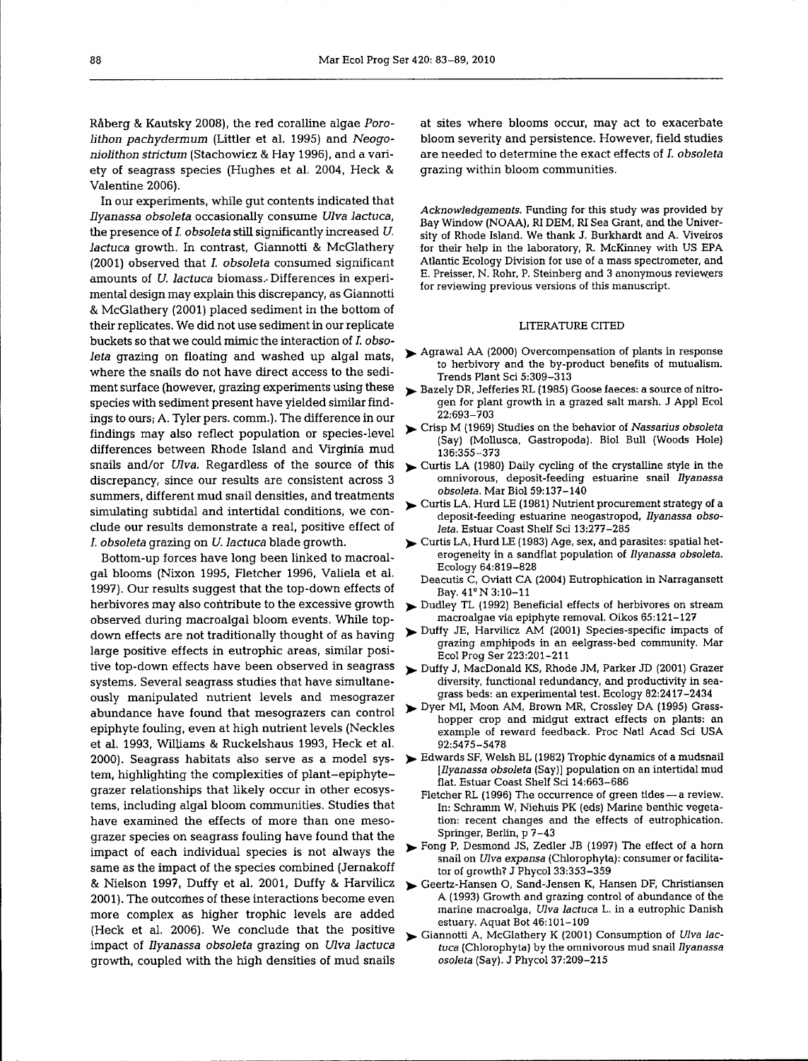Råberg & Kautsky 2008), the red coralline algae *Porolithon pachydermum* (Littler et al. 1995) and *Neogoniolithon strictum* (Stachowicz & Hay 1996), and a variety of seagrass species (Hughes et al. 2004, Heck & Valentine 2006).

In our experiments, while gut contents indicated that *Ilyanassa obsoleta* occasionally consume *Ulva lactuca*, the presence of *I. obsoleta* still significantly increased *U. lactuca* growth. In contrast, Giannotti & McGlathery (2001) observed that *I. obsoleta* consumed significant amounts of *U. lactuca* biomass. Differences in experimental design may explain this discrepancy, as Giannotti & McGlathery (2001) placed sediment in the bottom of their replicates. We did not use sediment in our replicate buckets so that we could mimic the interaction of *I. obsoleta* grazing on floating and washed up algal mats, where the snails do not have direct access to the sediment surface (however, grazing experiments using these species with sediment present have yielded similar findings to ours; A. Tyler pers. comm.). The difference in our findings may also reflect population or species-level differences between Rhode Island and Virginia mud snails and/or *Ulva*. Regardless of the source of this discrepancy, since our results are consistent across 3 summers, different mud snail densities, and treatments simulating subtidal and intertidal conditions, we conclude our results demonstrate a real, positive effect of *I. obsoleta* grazing on *U. lactuca* blade growth.

Bottom-up forces have long been linked to macroalgal blooms (Nixon 1995, Fletcher 1996, Valiela et al. 1997). Our results suggest that the top-down effects of herbivores may also contribute to the excessive growth observed during macroalgal bloom events. While top-down effects are not traditionally thought of as having large positive effects in eutrophic areas, similar positive top-down effects have been observed in seagrass systems. Several seagrass studies that have simultaneously manipulated nutrient levels and mesograzer abundance have found that mesograzers can control epiphyte fouling, even at high nutrient levels (Neckles et al. 1993, Williams & Ruckelshaus 1993, Heck et al. 2000). Seagrass habitats also serve as a model system, highlighting the complexities of plant–epiphyte–grazer relationships that likely occur in other ecosystems, including algal bloom communities. Studies that have examined the effects of more than one mesograzer species on seagrass fouling have found that the impact of each individual species is not always the same as the impact of the species combined (Jernakoff & Nielson 1997, Duffy et al. 2001, Duffy & Harvilicz 2001). The outcomes of these interactions become even more complex as higher trophic levels are added (Heck et al. 2006). We conclude that the positive impact of *Ilyanassa obsoleta* grazing on *Ulva lactuca* growth, coupled with the high densities of mud snails at sites where blooms occur, may act to exacerbate bloom severity and persistence. However, field studies are needed to determine the exact effects of *I. obsoleta* grazing within bloom communities.

*Acknowledgements.* Funding for this study was provided by Bay Window (NOAA), RI DEM, RI Sea Grant, and the University of Rhode Island. We thank J. Burkhardt and A. Viveiros for their help in the laboratory, R. McKinney with US EPA Atlantic Ecology Division for use of a mass spectrometer, and E. Preisser, N. Rohr, P. Steinberg and 3 anonymous reviewers for reviewing previous versions of this manuscript.

## LITERATURE CITED

- Agrawal AA (2000) Overcompensation of plants in response to herbivory and the by-product benefits of mutualism. Trends Plant Sci 5:309–313
- Bazely DR, Jefferies RL (1985) Goose faeces: a source of nitrogen for plant growth in a grazed salt marsh. J Appl Ecol 22:693–703
- Crisp M (1969) Studies on the behavior of *Nassarius obsoleta* (Say) (Mollusca, Gastropoda). Biol Bull (Woods Hole) 136:355–373
- Curtis LA (1980) Daily cycling of the crystalline style in the omnivorous, deposit-feeding estuarine snail *Ilyanassa obsoleta*. Mar Biol 59:137–140
- Curtis LA, Hurd LE (1981) Nutrient procurement strategy of a deposit-feeding estuarine neogastropod, *Ilyanassa obsoleta*. Estuar Coast Shelf Sci 13:277–285
- Curtis LA, Hurd LE (1983) Age, sex, and parasites: spatial heterogeneity in a sandflat population of *Ilyanassa obsoleta*. Ecology 64:819–828
- Deacutis C, Oviatt CA (2004) Eutrophication in Narragansett Bay. 41° N 3:10–11
- Dudley TL (1992) Beneficial effects of herbivores on stream macroalgae via epiphyte removal. Oikos 65:121–127
- Duffy JE, Harvilicz AM (2001) Species-specific impacts of grazing amphipods in an eelgrass-bed community. Mar Ecol Prog Ser 223:201–211
- Duffy J, MacDonald KS, Rhode JM, Parker JD (2001) Grazer diversity, functional redundancy, and productivity in seagrass beds: an experimental test. Ecology 82:2417–2434
- Dyer MI, Moon AM, Brown MR, Crossley DA (1995) Grasshopper crop and midgut extract effects on plants: an example of reward feedback. Proc Natl Acad Sci USA 92:5475–5478
- Edwards SF, Welsh BL (1982) Trophic dynamics of a mudsnail [*Ilyanassa obsoleta* (Say)] population on an intertidal mud flat. Estuar Coast Shelf Sci 14:663–686
- Fletcher RL (1996) The occurrence of green tides — a review. In: Schramm W, Niehuis PK (eds) Marine benthic vegetation: recent changes and the effects of eutrophication. Springer, Berlin, p 7–43
- Fong P, Desmond JS, Zedler JB (1997) The effect of a horn snail on *Ulva expansa* (Chlorophyta): consumer or facilitator of growth? J Phycol 33:353–359
- Geertz-Hansen O, Sand-Jensen K, Hansen DF, Christiansen A (1993) Growth and grazing control of abundance of the marine macroalga, *Ulva lactuca* L. in a eutrophic Danish estuary. Aquat Bot 46:101–109
- Giannotti A, McGlathery K (2001) Consumption of *Ulva lactuca* (Chlorophyta) by the omnivorous mud snail *Ilyanassa osoleta* (Say). J Phycol 37:209–215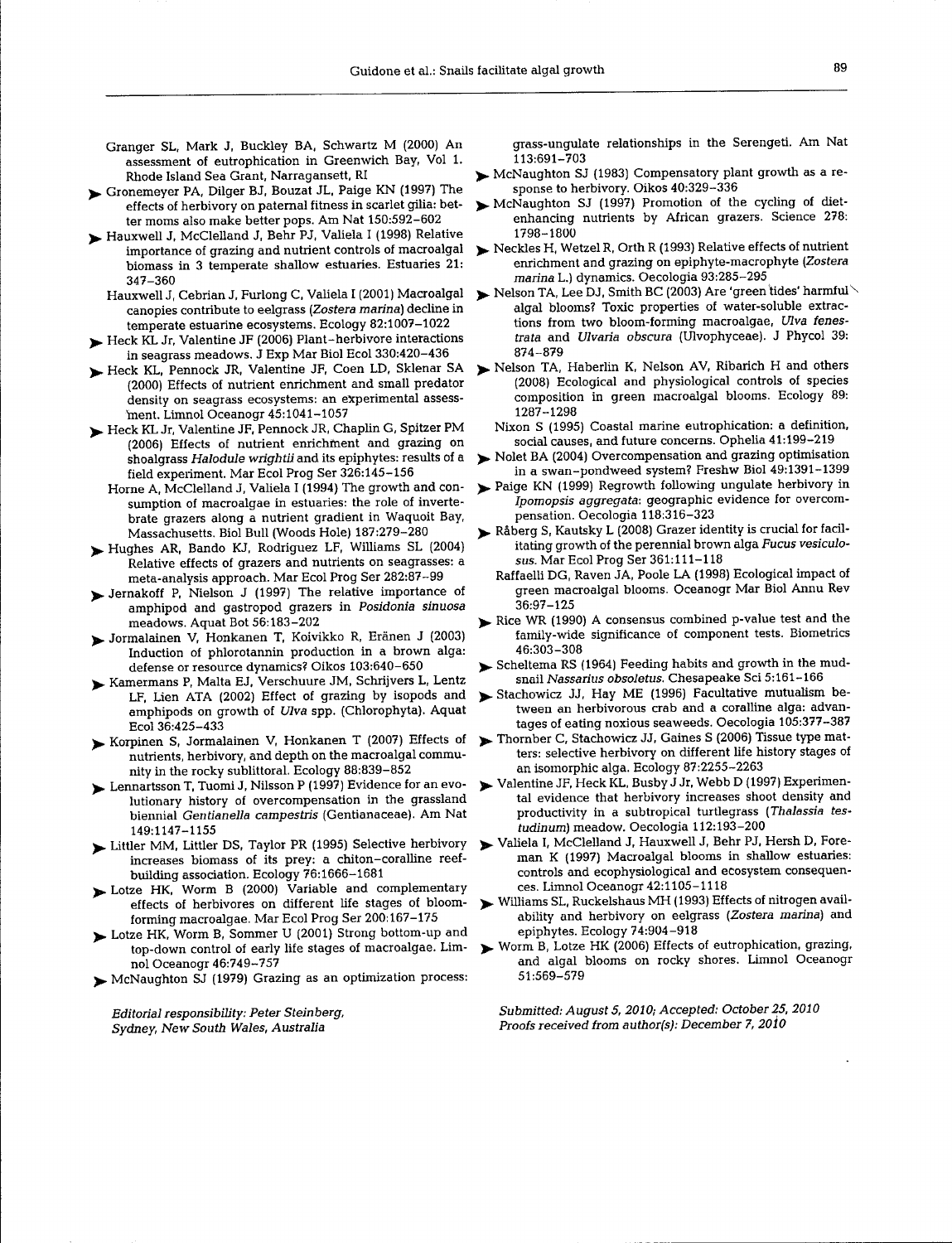Granger SL, Mark J, Buckley BA, Schwartz M (2000) An assessment of eutrophication in Greenwich Bay, Vol 1. Rhode Island Sea Grant, Narragansett, RI

Gronemeyer PA, Dilger BJ, Bouzat JL, Paige KN (1997) The effects of herbivory on paternal fitness in scarlet gilia: better moms also make better pops. Am Nat 150:592–602

Hauxwell J, McClelland J, Behr PJ, Valiela I (1998) Relative importance of grazing and nutrient controls of macroalgal biomass in 3 temperate shallow estuaries. Estuaries 21: 347–360

Hauxwell J, Cebrian J, Furlong C, Valiela I (2001) Macroalgal canopies contribute to eelgrass (*Zostera marina*) decline in temperate estuarine ecosystems. Ecology 82:1007–1022

Heck KL Jr, Valentine JF (2006) Plant–herbivore interactions in seagrass meadows. J Exp Mar Biol Ecol 330:420–436

Heck KL, Pennock JR, Valentine JF, Coen LD, Sklenar SA (2000) Effects of nutrient enrichment and small predator density on seagrass ecosystems: an experimental assessment. Limnol Oceanogr 45:1041–1057

Heck KL Jr, Valentine JF, Pennock JR, Chaplin G, Spitzer PM (2006) Effects of nutrient enrichment and grazing on shoalgrass *Halodule wrightii* and its epiphytes: results of a field experiment. Mar Ecol Prog Ser 326:145–156

Horne A, McClelland J, Valiela I (1994) The growth and consumption of macroalgae in estuaries: the role of invertebrate grazers along a nutrient gradient in Waquoit Bay, Massachusetts. Biol Bull (Woods Hole) 187:279–280

Hughes AR, Bando KJ, Rodriguez LF, Williams SL (2004) Relative effects of grazers and nutrients on seagrasses: a meta-analysis approach. Mar Ecol Prog Ser 282:87–99

Jernakoff P, Nielson J (1997) The relative importance of amphipod and gastropod grazers in *Posidonia sinuosa* meadows. Aquat Bot 56:183–202

Jormalainen V, Honkanen T, Koivikko R, Eränen J (2003) Induction of phlorotannin production in a brown alga: defense or resource dynamics? Oikos 103:640–650

Kamermans P, Malta EJ, Verschuure JM, Schrijvers L, Lentz LF, Lien ATA (2002) Effect of grazing by isopods and amphipods on growth of *Ulva* spp. (Chlorophyta). Aquat Ecol 36:425–433

Korpinen S, Jormalainen V, Honkanen T (2007) Effects of nutrients, herbivory, and depth on the macroalgal community in the rocky sublittoral. Ecology 88:839–852

Lennartsson T, Tuomi J, Nilsson P (1997) Evidence for an evolutionary history of overcompensation in the grassland biennial *Gentianella campestris* (Gentianaceae). Am Nat 149:1147–1155

Littler MM, Littler DS, Taylor PR (1995) Selective herbivory increases biomass of its prey: a chiton–coralline reef-building association. Ecology 76:1666–1681

Lotze HK, Worm B (2000) Variable and complementary effects of herbivores on different life stages of bloom-forming macroalgae. Mar Ecol Prog Ser 200:167–175

Lotze HK, Worm B, Sommer U (2001) Strong bottom-up and top-down control of early life stages of macroalgae. Limnol Oceanogr 46:749–757

McNaughton SJ (1979) Grazing as an optimization process: grass-ungulate relationships in the Serengeti. Am Nat 113:691–703

McNaughton SJ (1983) Compensatory plant growth as a response to herbivory. Oikos 40:329–336

McNaughton SJ (1997) Promotion of the cycling of diet-enhancing nutrients by African grazers. Science 278: 1798–1800

Neckles H, Wetzel R, Orth R (1993) Relative effects of nutrient enrichment and grazing on epiphyte-macrophyte (*Zostera marina* L.) dynamics. Oecologia 93:285–295

Nelson TA, Lee DJ, Smith BC (2003) Are 'green tides' harmful algal blooms? Toxic properties of water-soluble extractions from two bloom-forming macroalgae, *Ulva fenestrata* and *Ulvaria obscura* (Ulvophyceae). J Phycol 39: 874–879

Nelson TA, Haberlin K, Nelson AV, Ribarich H and others (2008) Ecological and physiological controls of species composition in green macroalgal blooms. Ecology 89: 1287–1298

Nixon S (1995) Coastal marine eutrophication: a definition, social causes, and future concerns. Ophelia 41:199–219

Nolet BA (2004) Overcompensation and grazing optimisation in a swan–pondweed system? Freshw Biol 49:1391–1399

Paige KN (1999) Regrowth following ungulate herbivory in *Ipomopsis aggregata*: geographic evidence for overcompensation. Oecologia 118:316–323

Råberg S, Kautsky L (2008) Grazer identity is crucial for facilitating growth of the perennial brown alga *Fucus vesiculosus*. Mar Ecol Prog Ser 361:111–118

Raffaelli DG, Raven JA, Poole LA (1998) Ecological impact of green macroalgal blooms. Oceanogr Mar Biol Annu Rev 36:97–125

Rice WR (1990) A consensus combined p-value test and the family-wide significance of component tests. Biometrics 46:303–308

Scheltema RS (1964) Feeding habits and growth in the mud-snail *Nassarius obsoletus*. Chesapeake Sci 5:161–166

Stachowicz JJ, Hay ME (1996) Facultative mutualism between an herbivorous crab and a coralline alga: advantages of eating noxious seaweeds. Oecologia 105:377–387

Thornber C, Stachowicz JJ, Gaines S (2006) Tissue type matters: selective herbivory on different life history stages of an isomorphic alga. Ecology 87:2255–2263

Valentine JF, Heck KL, Busby J Jr, Webb D (1997) Experimental evidence that herbivory increases shoot density and productivity in a subtropical turtlegrass (*Thalassia testudinum*) meadow. Oecologia 112:193–200

Valiela I, McClelland J, Hauxwell J, Behr PJ, Hersh D, Foreman K (1997) Macroalgal blooms in shallow estuaries: controls and ecophysiological and ecosystem consequences. Limnol Oceanogr 42:1105–1118

Williams SL, Ruckelshaus MH (1993) Effects of nitrogen availability and herbivory on eelgrass (*Zostera marina*) and epiphytes. Ecology 74:904–918

Worm B, Lotze HK (2006) Effects of eutrophication, grazing, and algal blooms on rocky shores. Limnol Oceanogr 51:569–579

*Editorial responsibility: Peter Steinberg, Sydney, New South Wales, Australia*

*Submitted: August 5, 2010; Accepted: October 25, 2010*
*Proofs received from author(s): December 7, 2010*